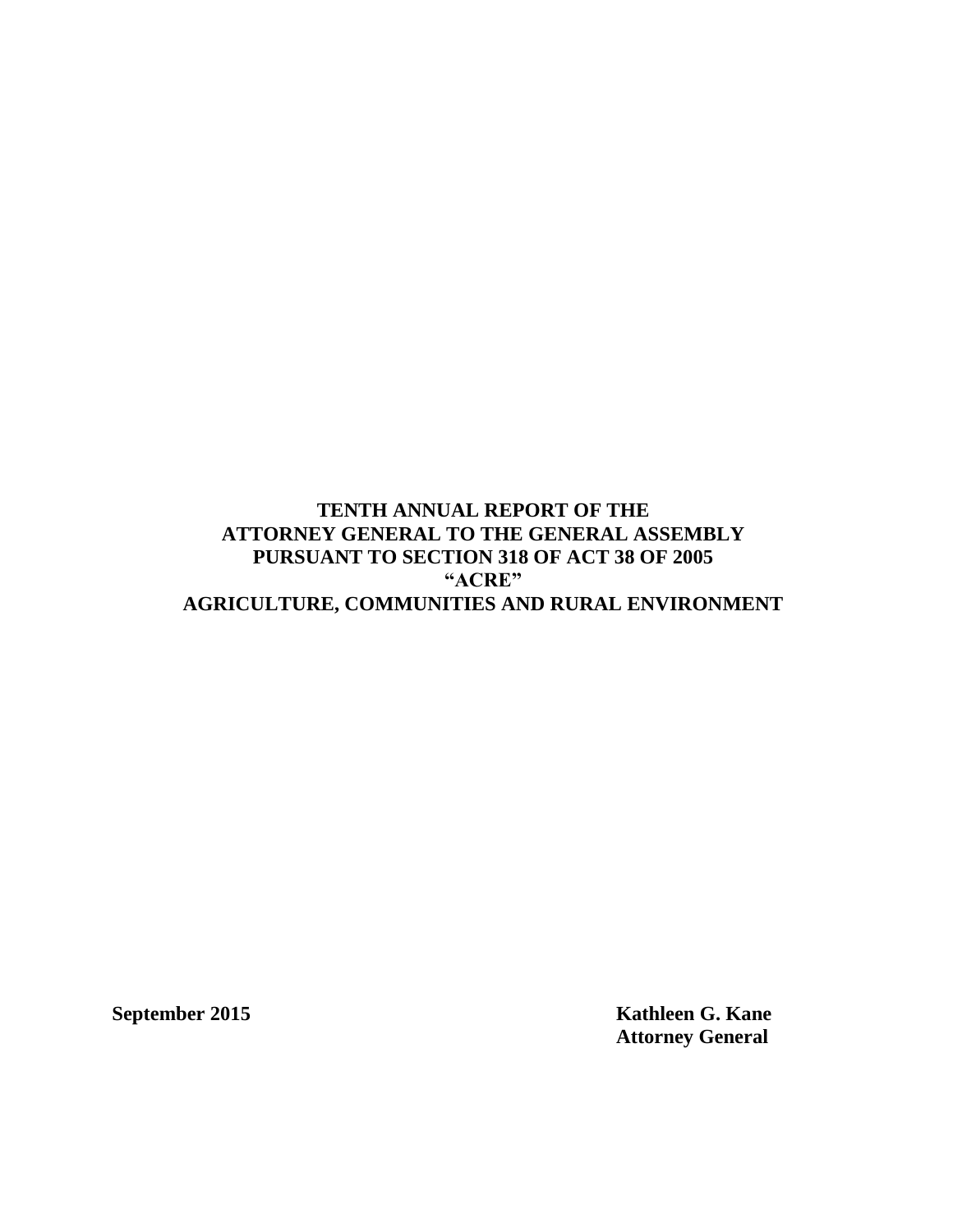# TENTH ANNUAL REPORT OF THE ATTORNEY GENERAL TO THE GENERAL ASSEMBLY PURSUANT TO SECTION 318 OF ACT 38 OF 2005 "ACRE" AGRICULTURE, COMMUNITIES AND RURAL ENVIRONMENT

**September 2015**

**Kathleen G. Kane**
**Attorney General**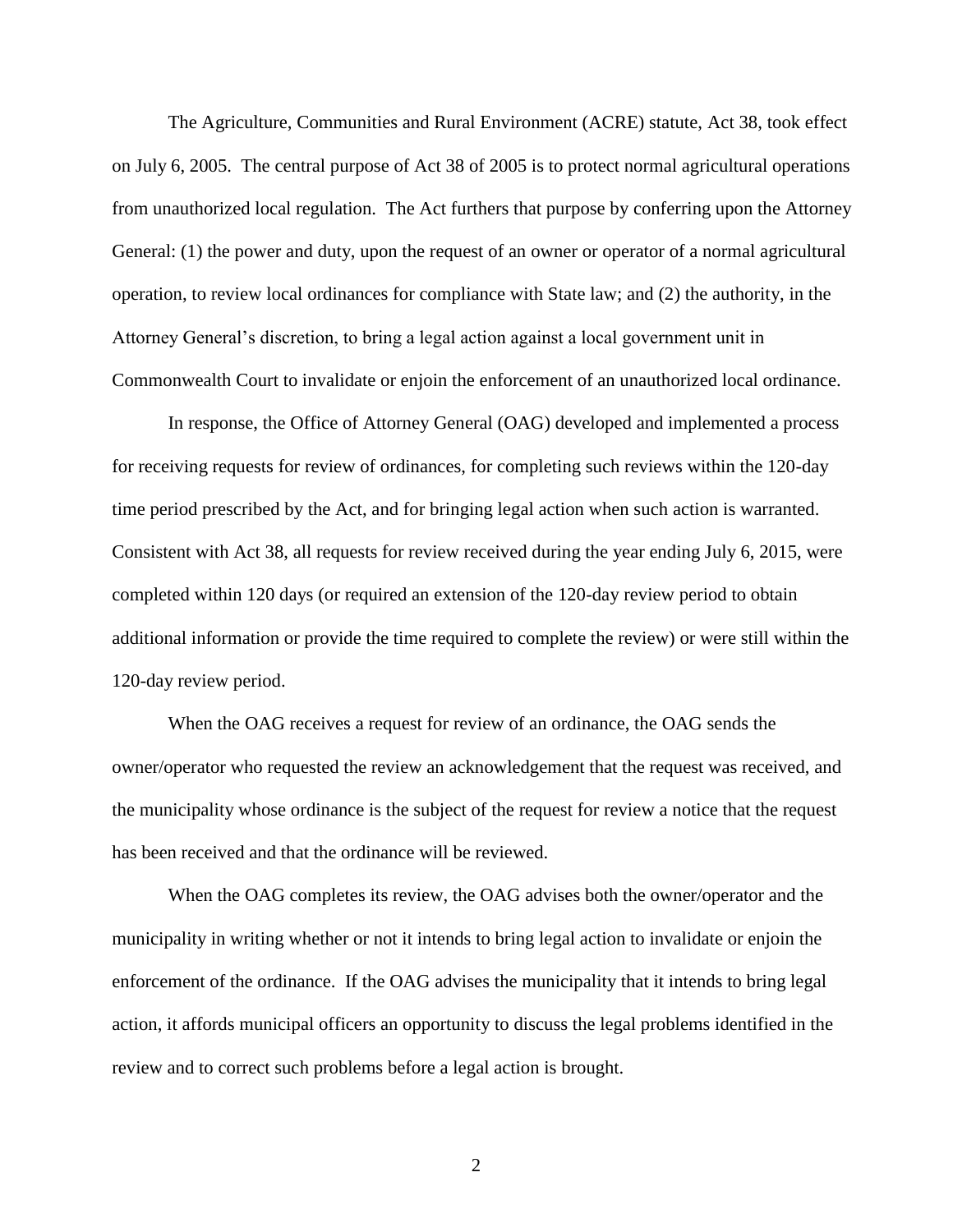The Agriculture, Communities and Rural Environment (ACRE) statute, Act 38, took effect on July 6, 2005. The central purpose of Act 38 of 2005 is to protect normal agricultural operations from unauthorized local regulation. The Act furthers that purpose by conferring upon the Attorney General: (1) the power and duty, upon the request of an owner or operator of a normal agricultural operation, to review local ordinances for compliance with State law; and (2) the authority, in the Attorney General's discretion, to bring a legal action against a local government unit in Commonwealth Court to invalidate or enjoin the enforcement of an unauthorized local ordinance.

In response, the Office of Attorney General (OAG) developed and implemented a process for receiving requests for review of ordinances, for completing such reviews within the 120-day time period prescribed by the Act, and for bringing legal action when such action is warranted. Consistent with Act 38, all requests for review received during the year ending July 6, 2015, were completed within 120 days (or required an extension of the 120-day review period to obtain additional information or provide the time required to complete the review) or were still within the 120-day review period.

When the OAG receives a request for review of an ordinance, the OAG sends the owner/operator who requested the review an acknowledgement that the request was received, and the municipality whose ordinance is the subject of the request for review a notice that the request has been received and that the ordinance will be reviewed.

When the OAG completes its review, the OAG advises both the owner/operator and the municipality in writing whether or not it intends to bring legal action to invalidate or enjoin the enforcement of the ordinance. If the OAG advises the municipality that it intends to bring legal action, it affords municipal officers an opportunity to discuss the legal problems identified in the review and to correct such problems before a legal action is brought.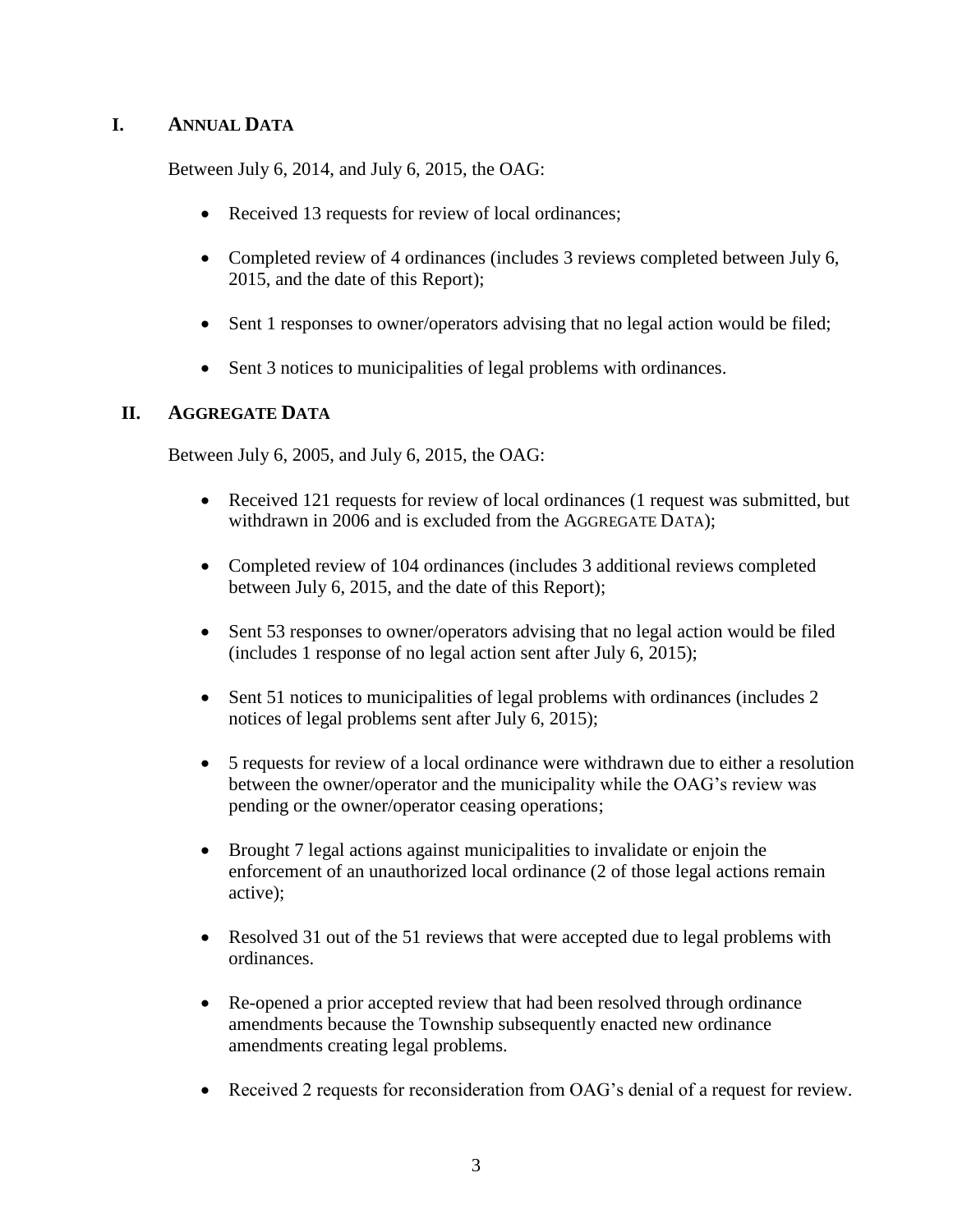## I. Annual Data

Between July 6, 2014, and July 6, 2015, the OAG:

- Received 13 requests for review of local ordinances;
- Completed review of 4 ordinances (includes 3 reviews completed between July 6, 2015, and the date of this Report);
- Sent 1 responses to owner/operators advising that no legal action would be filed;
- Sent 3 notices to municipalities of legal problems with ordinances.

## II. Aggregate Data

Between July 6, 2005, and July 6, 2015, the OAG:

- Received 121 requests for review of local ordinances (1 request was submitted, but withdrawn in 2006 and is excluded from the Aggregate Data);
- Completed review of 104 ordinances (includes 3 additional reviews completed between July 6, 2015, and the date of this Report);
- Sent 53 responses to owner/operators advising that no legal action would be filed (includes 1 response of no legal action sent after July 6, 2015);
- Sent 51 notices to municipalities of legal problems with ordinances (includes 2 notices of legal problems sent after July 6, 2015);
- 5 requests for review of a local ordinance were withdrawn due to either a resolution between the owner/operator and the municipality while the OAG's review was pending or the owner/operator ceasing operations;
- Brought 7 legal actions against municipalities to invalidate or enjoin the enforcement of an unauthorized local ordinance (2 of those legal actions remain active);
- Resolved 31 out of the 51 reviews that were accepted due to legal problems with ordinances.
- Re-opened a prior accepted review that had been resolved through ordinance amendments because the Township subsequently enacted new ordinance amendments creating legal problems.
- Received 2 requests for reconsideration from OAG's denial of a request for review.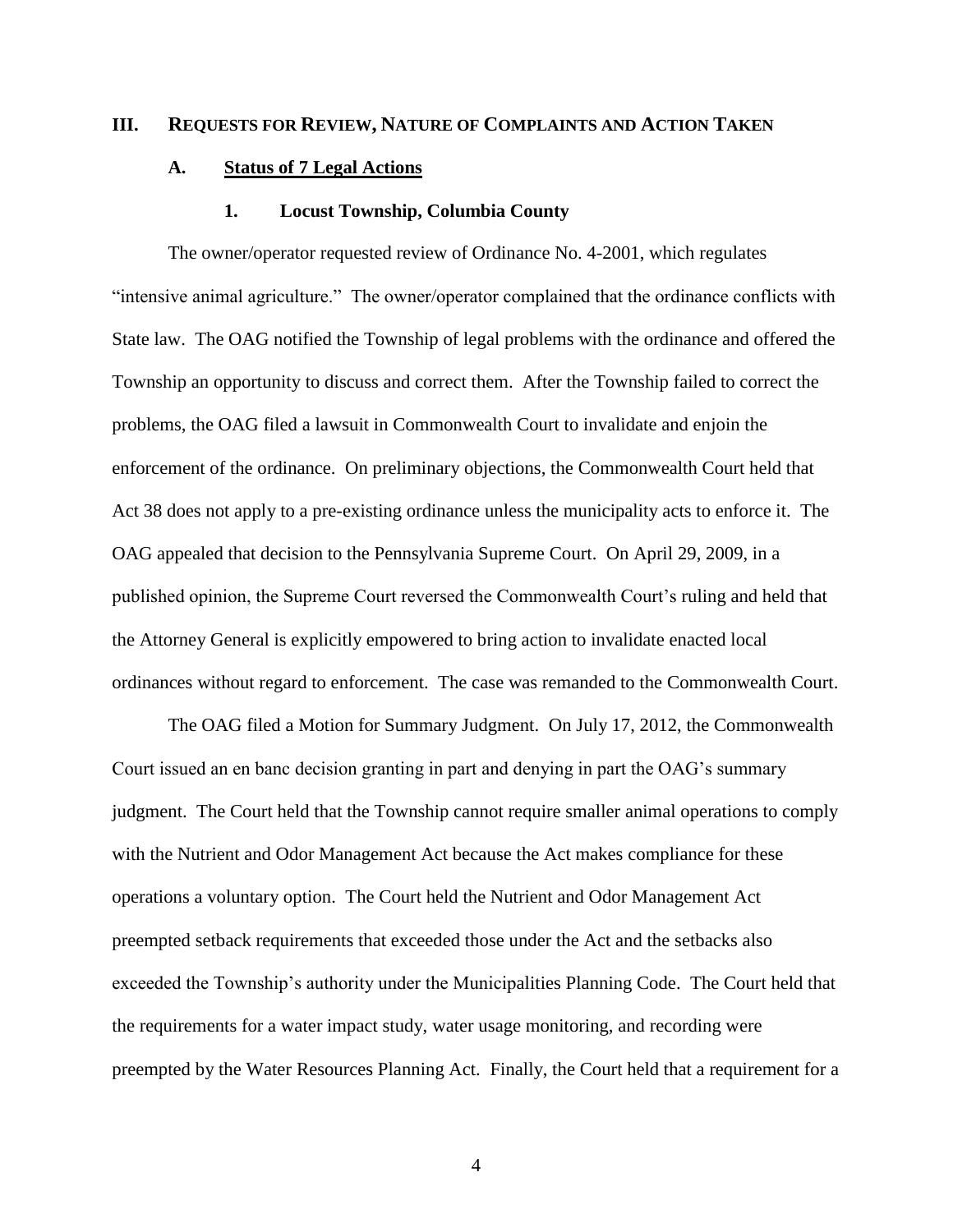## III. REQUESTS FOR REVIEW, NATURE OF COMPLAINTS AND ACTION TAKEN

### A. Status of 7 Legal Actions

#### 1. Locust Township, Columbia County

The owner/operator requested review of Ordinance No. 4-2001, which regulates "intensive animal agriculture." The owner/operator complained that the ordinance conflicts with State law. The OAG notified the Township of legal problems with the ordinance and offered the Township an opportunity to discuss and correct them. After the Township failed to correct the problems, the OAG filed a lawsuit in Commonwealth Court to invalidate and enjoin the enforcement of the ordinance. On preliminary objections, the Commonwealth Court held that Act 38 does not apply to a pre-existing ordinance unless the municipality acts to enforce it. The OAG appealed that decision to the Pennsylvania Supreme Court. On April 29, 2009, in a published opinion, the Supreme Court reversed the Commonwealth Court's ruling and held that the Attorney General is explicitly empowered to bring action to invalidate enacted local ordinances without regard to enforcement. The case was remanded to the Commonwealth Court.

The OAG filed a Motion for Summary Judgment. On July 17, 2012, the Commonwealth Court issued an en banc decision granting in part and denying in part the OAG's summary judgment. The Court held that the Township cannot require smaller animal operations to comply with the Nutrient and Odor Management Act because the Act makes compliance for these operations a voluntary option. The Court held the Nutrient and Odor Management Act preempted setback requirements that exceeded those under the Act and the setbacks also exceeded the Township's authority under the Municipalities Planning Code. The Court held that the requirements for a water impact study, water usage monitoring, and recording were preempted by the Water Resources Planning Act. Finally, the Court held that a requirement for a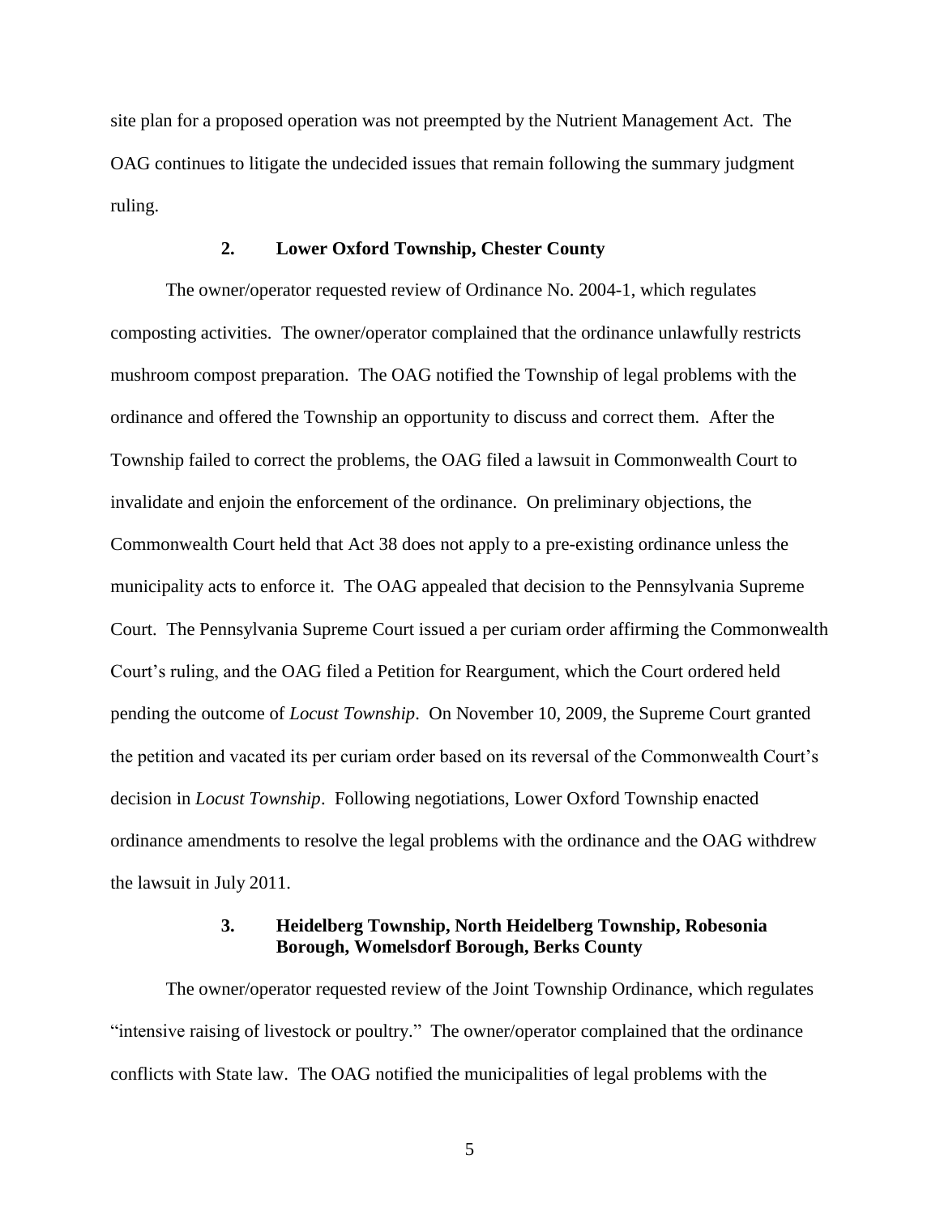site plan for a proposed operation was not preempted by the Nutrient Management Act. The OAG continues to litigate the undecided issues that remain following the summary judgment ruling.

### 2. Lower Oxford Township, Chester County

The owner/operator requested review of Ordinance No. 2004-1, which regulates composting activities. The owner/operator complained that the ordinance unlawfully restricts mushroom compost preparation. The OAG notified the Township of legal problems with the ordinance and offered the Township an opportunity to discuss and correct them. After the Township failed to correct the problems, the OAG filed a lawsuit in Commonwealth Court to invalidate and enjoin the enforcement of the ordinance. On preliminary objections, the Commonwealth Court held that Act 38 does not apply to a pre-existing ordinance unless the municipality acts to enforce it. The OAG appealed that decision to the Pennsylvania Supreme Court. The Pennsylvania Supreme Court issued a per curiam order affirming the Commonwealth Court's ruling, and the OAG filed a Petition for Reargument, which the Court ordered held pending the outcome of *Locust Township*. On November 10, 2009, the Supreme Court granted the petition and vacated its per curiam order based on its reversal of the Commonwealth Court's decision in *Locust Township*. Following negotiations, Lower Oxford Township enacted ordinance amendments to resolve the legal problems with the ordinance and the OAG withdrew the lawsuit in July 2011.

### 3. Heidelberg Township, North Heidelberg Township, Robesonia Borough, Womelsdorf Borough, Berks County

The owner/operator requested review of the Joint Township Ordinance, which regulates "intensive raising of livestock or poultry." The owner/operator complained that the ordinance conflicts with State law. The OAG notified the municipalities of legal problems with the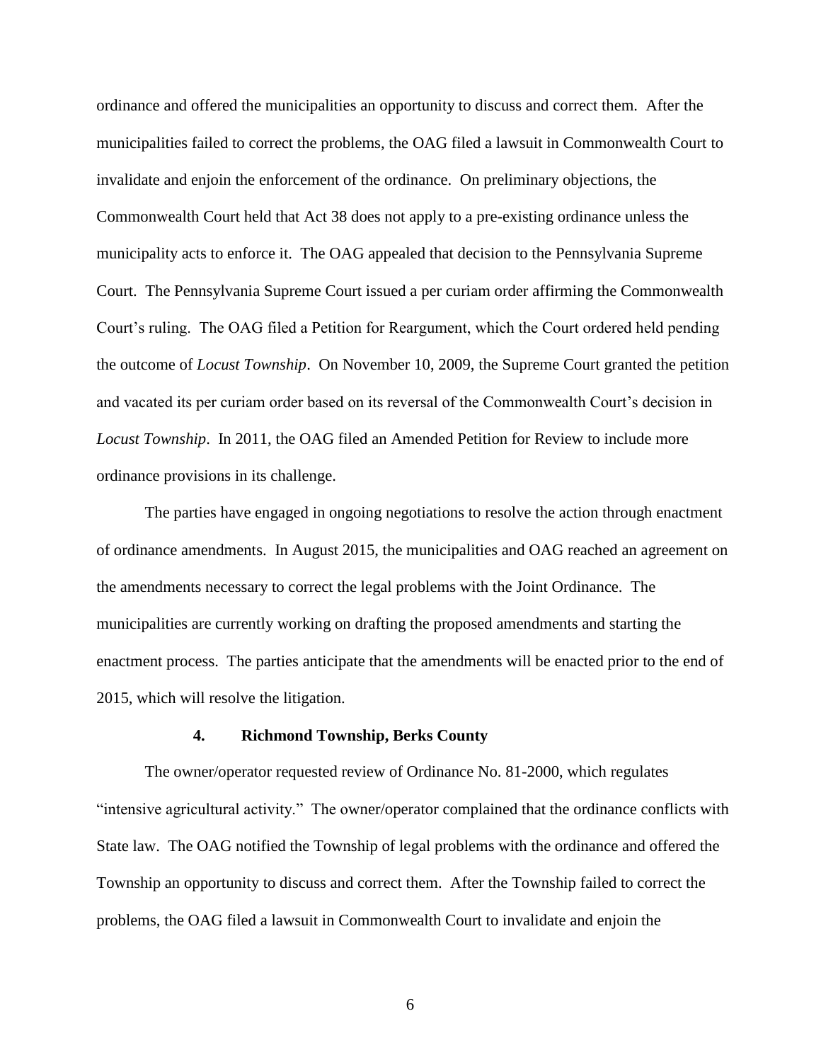ordinance and offered the municipalities an opportunity to discuss and correct them. After the municipalities failed to correct the problems, the OAG filed a lawsuit in Commonwealth Court to invalidate and enjoin the enforcement of the ordinance. On preliminary objections, the Commonwealth Court held that Act 38 does not apply to a pre-existing ordinance unless the municipality acts to enforce it. The OAG appealed that decision to the Pennsylvania Supreme Court. The Pennsylvania Supreme Court issued a per curiam order affirming the Commonwealth Court's ruling. The OAG filed a Petition for Reargument, which the Court ordered held pending the outcome of *Locust Township*. On November 10, 2009, the Supreme Court granted the petition and vacated its per curiam order based on its reversal of the Commonwealth Court's decision in *Locust Township*. In 2011, the OAG filed an Amended Petition for Review to include more ordinance provisions in its challenge.

The parties have engaged in ongoing negotiations to resolve the action through enactment of ordinance amendments. In August 2015, the municipalities and OAG reached an agreement on the amendments necessary to correct the legal problems with the Joint Ordinance. The municipalities are currently working on drafting the proposed amendments and starting the enactment process. The parties anticipate that the amendments will be enacted prior to the end of 2015, which will resolve the litigation.

#### 4. Richmond Township, Berks County

The owner/operator requested review of Ordinance No. 81-2000, which regulates "intensive agricultural activity." The owner/operator complained that the ordinance conflicts with State law. The OAG notified the Township of legal problems with the ordinance and offered the Township an opportunity to discuss and correct them. After the Township failed to correct the problems, the OAG filed a lawsuit in Commonwealth Court to invalidate and enjoin the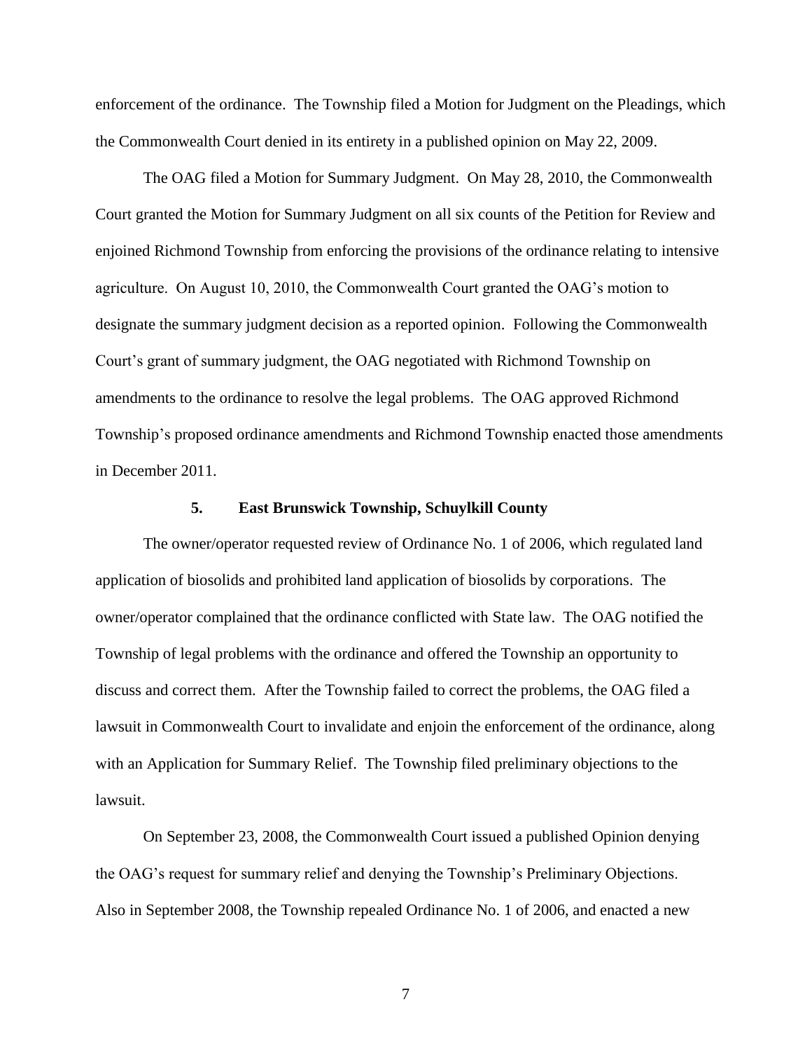enforcement of the ordinance. The Township filed a Motion for Judgment on the Pleadings, which the Commonwealth Court denied in its entirety in a published opinion on May 22, 2009.

The OAG filed a Motion for Summary Judgment. On May 28, 2010, the Commonwealth Court granted the Motion for Summary Judgment on all six counts of the Petition for Review and enjoined Richmond Township from enforcing the provisions of the ordinance relating to intensive agriculture. On August 10, 2010, the Commonwealth Court granted the OAG's motion to designate the summary judgment decision as a reported opinion. Following the Commonwealth Court's grant of summary judgment, the OAG negotiated with Richmond Township on amendments to the ordinance to resolve the legal problems. The OAG approved Richmond Township's proposed ordinance amendments and Richmond Township enacted those amendments in December 2011.

### 5. East Brunswick Township, Schuylkill County

The owner/operator requested review of Ordinance No. 1 of 2006, which regulated land application of biosolids and prohibited land application of biosolids by corporations. The owner/operator complained that the ordinance conflicted with State law. The OAG notified the Township of legal problems with the ordinance and offered the Township an opportunity to discuss and correct them. After the Township failed to correct the problems, the OAG filed a lawsuit in Commonwealth Court to invalidate and enjoin the enforcement of the ordinance, along with an Application for Summary Relief. The Township filed preliminary objections to the lawsuit.

On September 23, 2008, the Commonwealth Court issued a published Opinion denying the OAG's request for summary relief and denying the Township's Preliminary Objections. Also in September 2008, the Township repealed Ordinance No. 1 of 2006, and enacted a new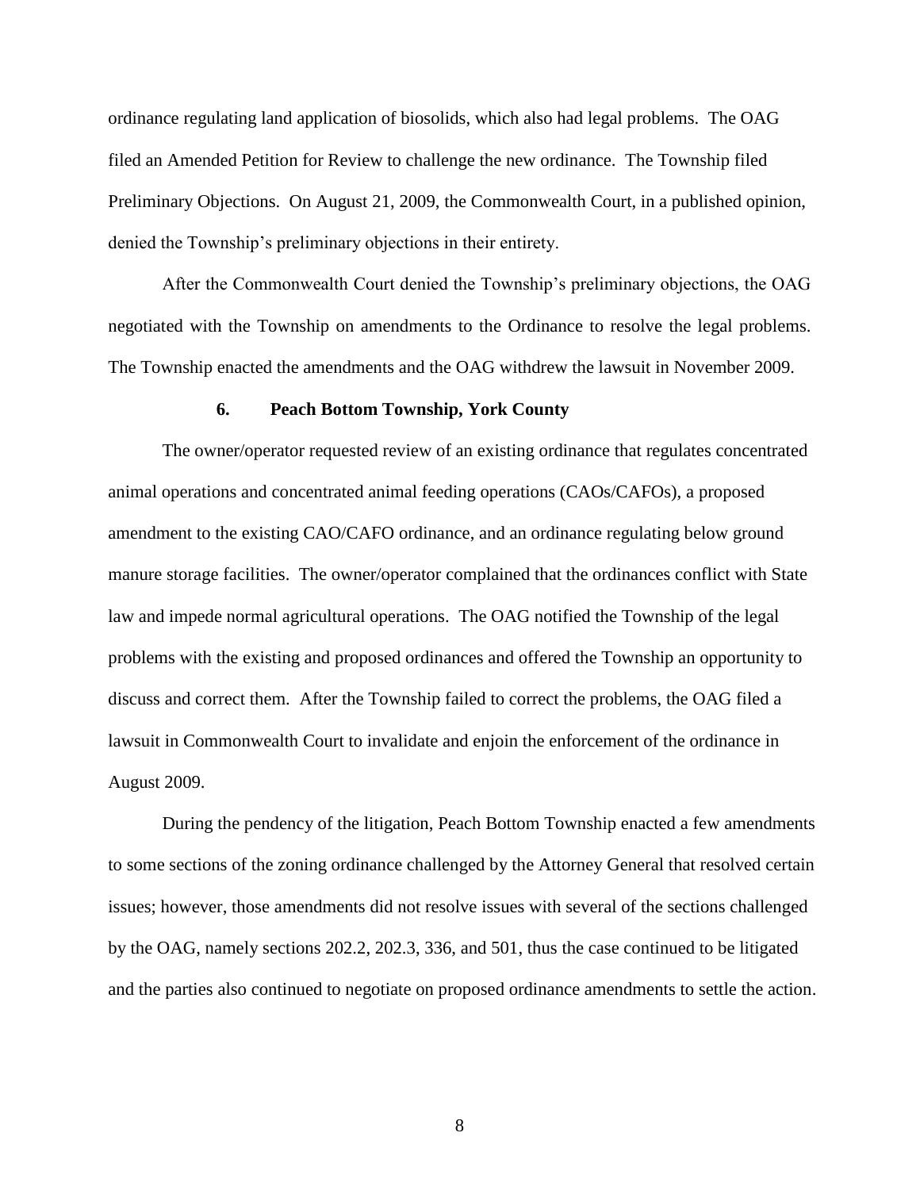ordinance regulating land application of biosolids, which also had legal problems. The OAG filed an Amended Petition for Review to challenge the new ordinance. The Township filed Preliminary Objections. On August 21, 2009, the Commonwealth Court, in a published opinion, denied the Township's preliminary objections in their entirety.

After the Commonwealth Court denied the Township's preliminary objections, the OAG negotiated with the Township on amendments to the Ordinance to resolve the legal problems. The Township enacted the amendments and the OAG withdrew the lawsuit in November 2009.

### 6. Peach Bottom Township, York County

The owner/operator requested review of an existing ordinance that regulates concentrated animal operations and concentrated animal feeding operations (CAOs/CAFOs), a proposed amendment to the existing CAO/CAFO ordinance, and an ordinance regulating below ground manure storage facilities. The owner/operator complained that the ordinances conflict with State law and impede normal agricultural operations. The OAG notified the Township of the legal problems with the existing and proposed ordinances and offered the Township an opportunity to discuss and correct them. After the Township failed to correct the problems, the OAG filed a lawsuit in Commonwealth Court to invalidate and enjoin the enforcement of the ordinance in August 2009.

During the pendency of the litigation, Peach Bottom Township enacted a few amendments to some sections of the zoning ordinance challenged by the Attorney General that resolved certain issues; however, those amendments did not resolve issues with several of the sections challenged by the OAG, namely sections 202.2, 202.3, 336, and 501, thus the case continued to be litigated and the parties also continued to negotiate on proposed ordinance amendments to settle the action.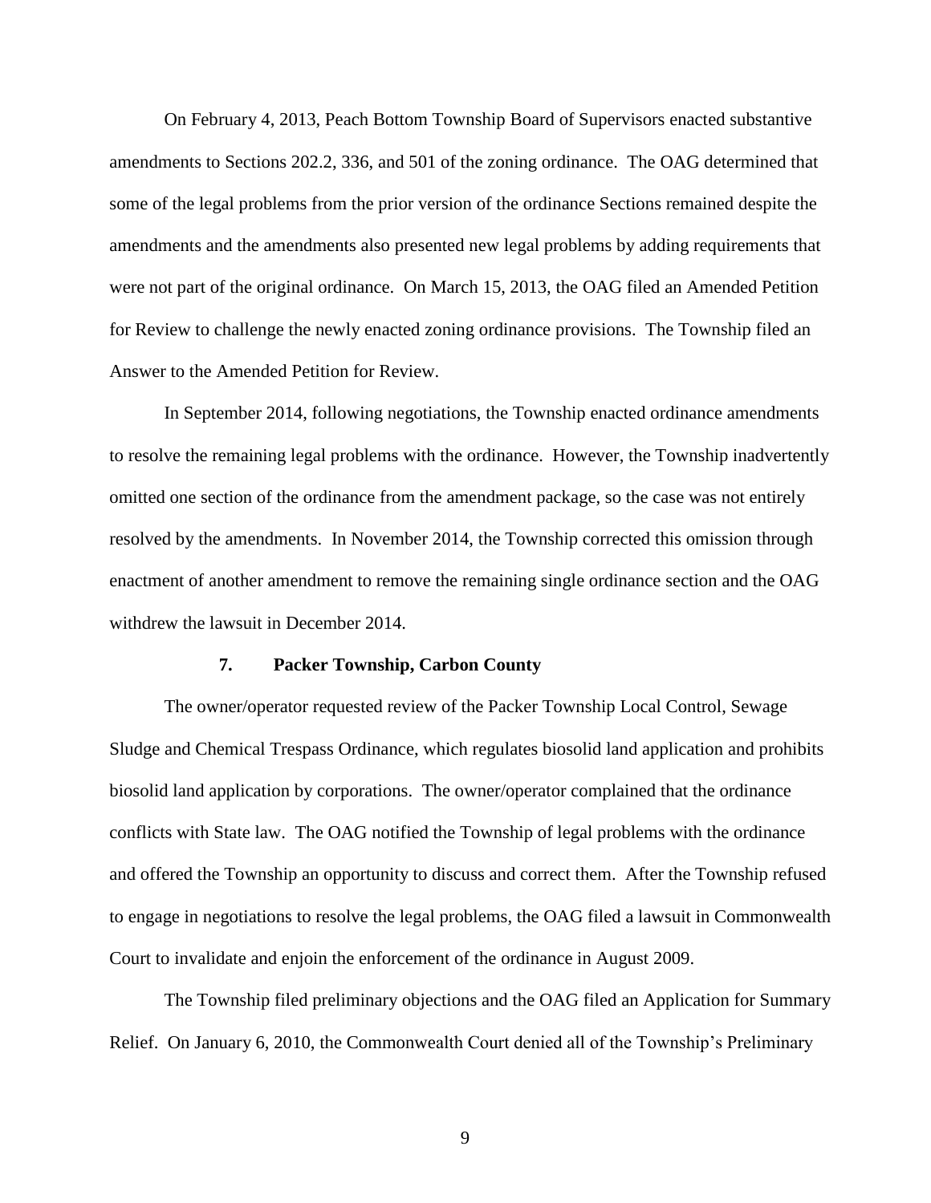On February 4, 2013, Peach Bottom Township Board of Supervisors enacted substantive amendments to Sections 202.2, 336, and 501 of the zoning ordinance. The OAG determined that some of the legal problems from the prior version of the ordinance Sections remained despite the amendments and the amendments also presented new legal problems by adding requirements that were not part of the original ordinance. On March 15, 2013, the OAG filed an Amended Petition for Review to challenge the newly enacted zoning ordinance provisions. The Township filed an Answer to the Amended Petition for Review.

In September 2014, following negotiations, the Township enacted ordinance amendments to resolve the remaining legal problems with the ordinance. However, the Township inadvertently omitted one section of the ordinance from the amendment package, so the case was not entirely resolved by the amendments. In November 2014, the Township corrected this omission through enactment of another amendment to remove the remaining single ordinance section and the OAG withdrew the lawsuit in December 2014.

### 7. Packer Township, Carbon County

The owner/operator requested review of the Packer Township Local Control, Sewage Sludge and Chemical Trespass Ordinance, which regulates biosolid land application and prohibits biosolid land application by corporations. The owner/operator complained that the ordinance conflicts with State law. The OAG notified the Township of legal problems with the ordinance and offered the Township an opportunity to discuss and correct them. After the Township refused to engage in negotiations to resolve the legal problems, the OAG filed a lawsuit in Commonwealth Court to invalidate and enjoin the enforcement of the ordinance in August 2009.

The Township filed preliminary objections and the OAG filed an Application for Summary Relief. On January 6, 2010, the Commonwealth Court denied all of the Township's Preliminary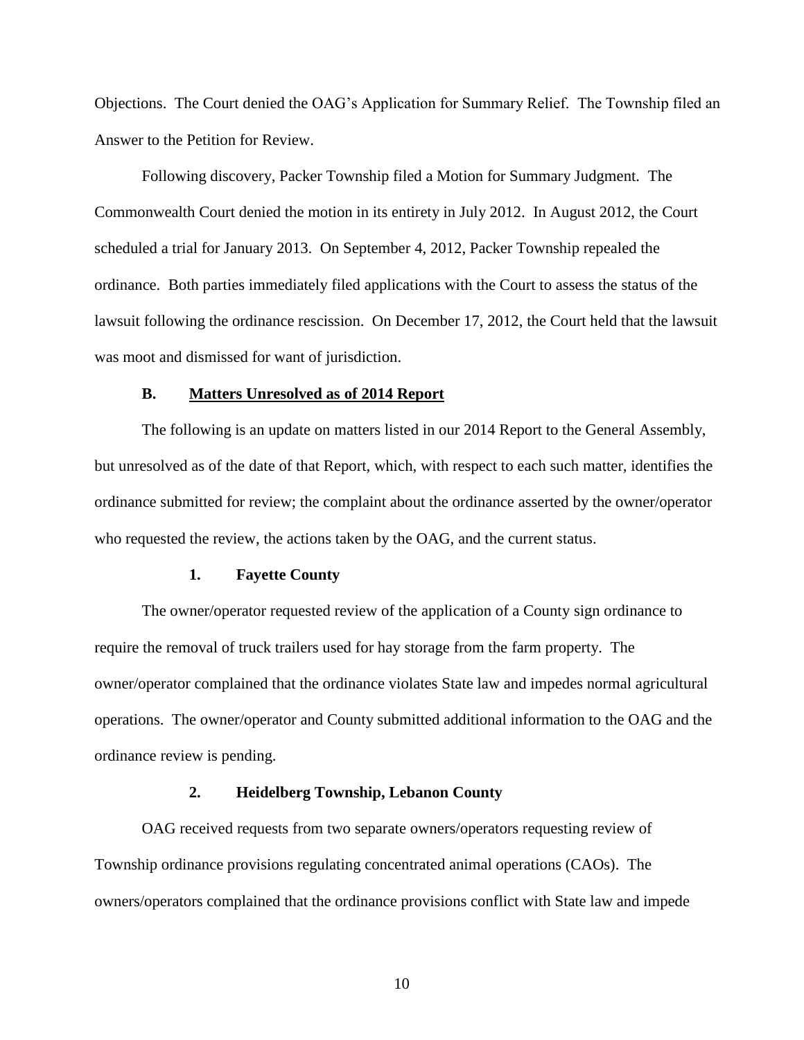Objections. The Court denied the OAG's Application for Summary Relief. The Township filed an Answer to the Petition for Review.

Following discovery, Packer Township filed a Motion for Summary Judgment. The Commonwealth Court denied the motion in its entirety in July 2012. In August 2012, the Court scheduled a trial for January 2013. On September 4, 2012, Packer Township repealed the ordinance. Both parties immediately filed applications with the Court to assess the status of the lawsuit following the ordinance rescission. On December 17, 2012, the Court held that the lawsuit was moot and dismissed for want of jurisdiction.

### B. Matters Unresolved as of 2014 Report

The following is an update on matters listed in our 2014 Report to the General Assembly, but unresolved as of the date of that Report, which, with respect to each such matter, identifies the ordinance submitted for review; the complaint about the ordinance asserted by the owner/operator who requested the review, the actions taken by the OAG, and the current status.

#### 1. Fayette County

The owner/operator requested review of the application of a County sign ordinance to require the removal of truck trailers used for hay storage from the farm property. The owner/operator complained that the ordinance violates State law and impedes normal agricultural operations. The owner/operator and County submitted additional information to the OAG and the ordinance review is pending.

#### 2. Heidelberg Township, Lebanon County

OAG received requests from two separate owners/operators requesting review of Township ordinance provisions regulating concentrated animal operations (CAOs). The owners/operators complained that the ordinance provisions conflict with State law and impede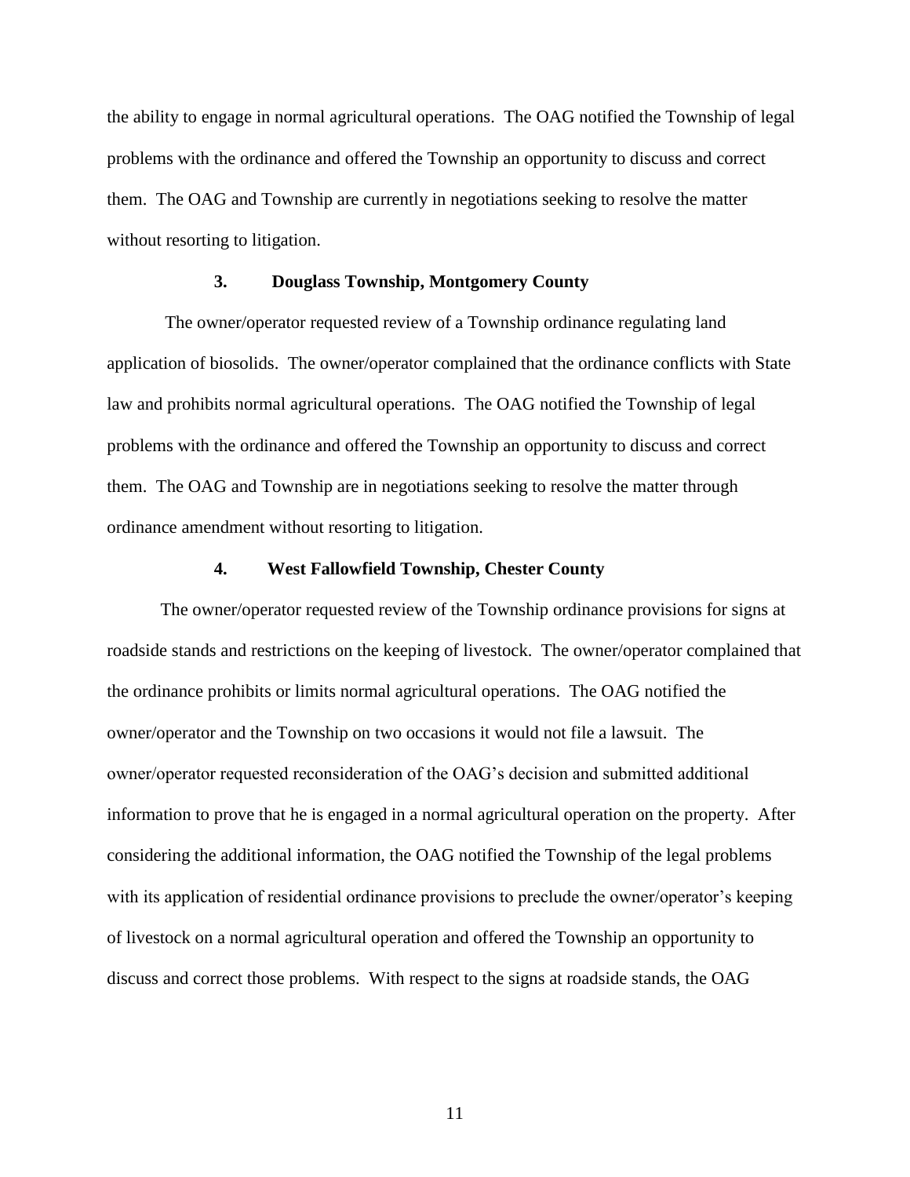the ability to engage in normal agricultural operations. The OAG notified the Township of legal problems with the ordinance and offered the Township an opportunity to discuss and correct them. The OAG and Township are currently in negotiations seeking to resolve the matter without resorting to litigation.

### 3. Douglass Township, Montgomery County

The owner/operator requested review of a Township ordinance regulating land application of biosolids. The owner/operator complained that the ordinance conflicts with State law and prohibits normal agricultural operations. The OAG notified the Township of legal problems with the ordinance and offered the Township an opportunity to discuss and correct them. The OAG and Township are in negotiations seeking to resolve the matter through ordinance amendment without resorting to litigation.

### 4. West Fallowfield Township, Chester County

The owner/operator requested review of the Township ordinance provisions for signs at roadside stands and restrictions on the keeping of livestock. The owner/operator complained that the ordinance prohibits or limits normal agricultural operations. The OAG notified the owner/operator and the Township on two occasions it would not file a lawsuit. The owner/operator requested reconsideration of the OAG's decision and submitted additional information to prove that he is engaged in a normal agricultural operation on the property. After considering the additional information, the OAG notified the Township of the legal problems with its application of residential ordinance provisions to preclude the owner/operator's keeping of livestock on a normal agricultural operation and offered the Township an opportunity to discuss and correct those problems. With respect to the signs at roadside stands, the OAG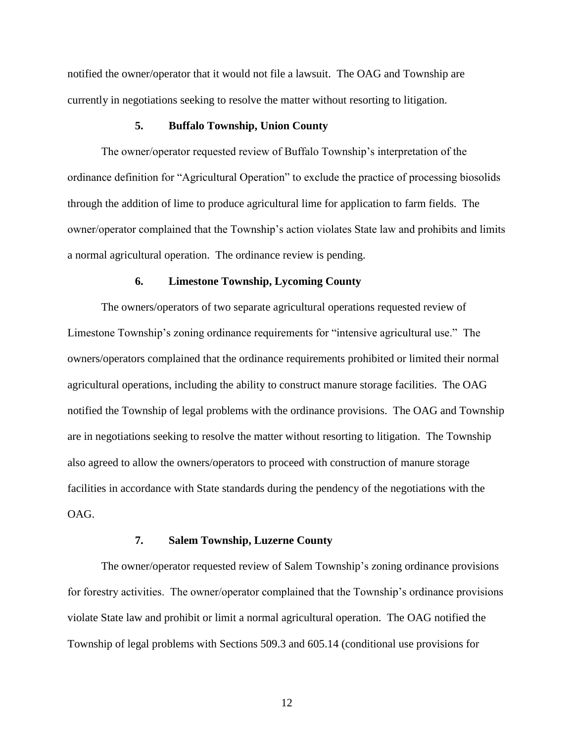notified the owner/operator that it would not file a lawsuit. The OAG and Township are currently in negotiations seeking to resolve the matter without resorting to litigation.

### 5. Buffalo Township, Union County

The owner/operator requested review of Buffalo Township's interpretation of the ordinance definition for "Agricultural Operation" to exclude the practice of processing biosolids through the addition of lime to produce agricultural lime for application to farm fields. The owner/operator complained that the Township's action violates State law and prohibits and limits a normal agricultural operation. The ordinance review is pending.

### 6. Limestone Township, Lycoming County

The owners/operators of two separate agricultural operations requested review of Limestone Township's zoning ordinance requirements for "intensive agricultural use." The owners/operators complained that the ordinance requirements prohibited or limited their normal agricultural operations, including the ability to construct manure storage facilities. The OAG notified the Township of legal problems with the ordinance provisions. The OAG and Township are in negotiations seeking to resolve the matter without resorting to litigation. The Township also agreed to allow the owners/operators to proceed with construction of manure storage facilities in accordance with State standards during the pendency of the negotiations with the OAG.

### 7. Salem Township, Luzerne County

The owner/operator requested review of Salem Township's zoning ordinance provisions for forestry activities. The owner/operator complained that the Township's ordinance provisions violate State law and prohibit or limit a normal agricultural operation. The OAG notified the Township of legal problems with Sections 509.3 and 605.14 (conditional use provisions for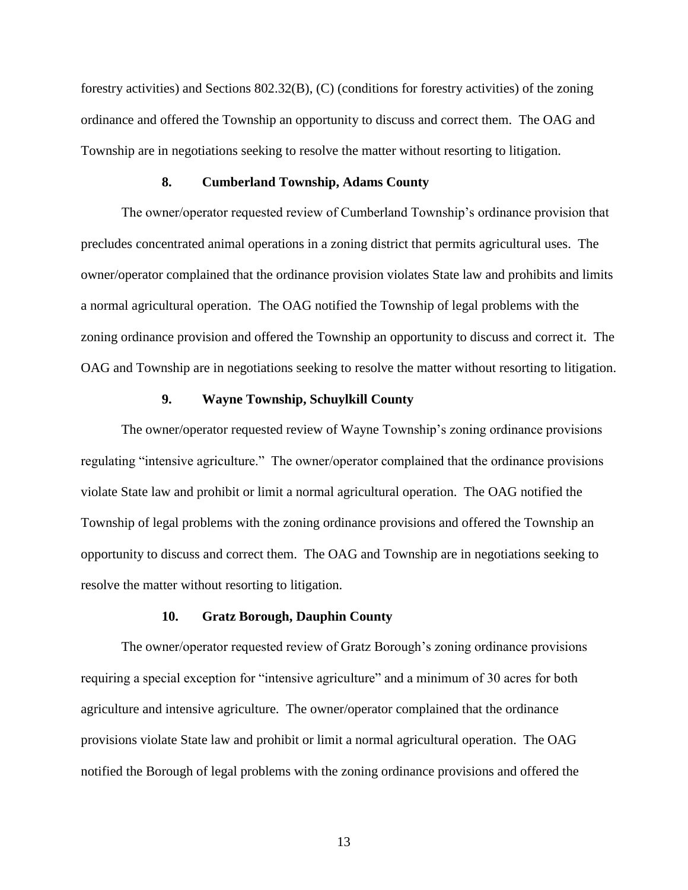forestry activities) and Sections 802.32(B), (C) (conditions for forestry activities) of the zoning ordinance and offered the Township an opportunity to discuss and correct them. The OAG and Township are in negotiations seeking to resolve the matter without resorting to litigation.

### 8. Cumberland Township, Adams County

The owner/operator requested review of Cumberland Township's ordinance provision that precludes concentrated animal operations in a zoning district that permits agricultural uses. The owner/operator complained that the ordinance provision violates State law and prohibits and limits a normal agricultural operation. The OAG notified the Township of legal problems with the zoning ordinance provision and offered the Township an opportunity to discuss and correct it. The OAG and Township are in negotiations seeking to resolve the matter without resorting to litigation.

### 9. Wayne Township, Schuylkill County

The owner/operator requested review of Wayne Township's zoning ordinance provisions regulating "intensive agriculture." The owner/operator complained that the ordinance provisions violate State law and prohibit or limit a normal agricultural operation. The OAG notified the Township of legal problems with the zoning ordinance provisions and offered the Township an opportunity to discuss and correct them. The OAG and Township are in negotiations seeking to resolve the matter without resorting to litigation.

### 10. Gratz Borough, Dauphin County

The owner/operator requested review of Gratz Borough's zoning ordinance provisions requiring a special exception for "intensive agriculture" and a minimum of 30 acres for both agriculture and intensive agriculture. The owner/operator complained that the ordinance provisions violate State law and prohibit or limit a normal agricultural operation. The OAG notified the Borough of legal problems with the zoning ordinance provisions and offered the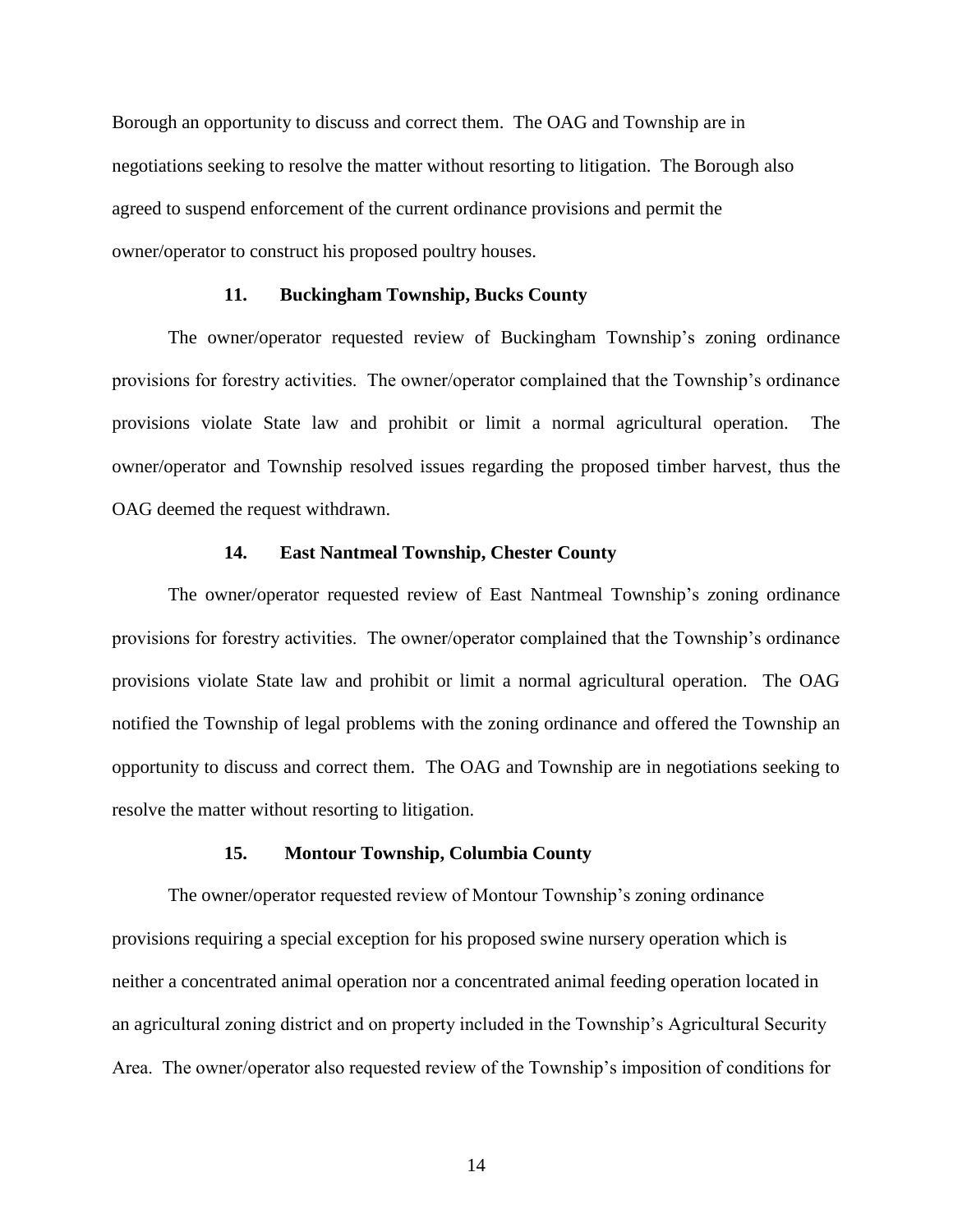Borough an opportunity to discuss and correct them. The OAG and Township are in negotiations seeking to resolve the matter without resorting to litigation. The Borough also agreed to suspend enforcement of the current ordinance provisions and permit the owner/operator to construct his proposed poultry houses.

**11. Buckingham Township, Bucks County**

The owner/operator requested review of Buckingham Township's zoning ordinance provisions for forestry activities. The owner/operator complained that the Township's ordinance provisions violate State law and prohibit or limit a normal agricultural operation. The owner/operator and Township resolved issues regarding the proposed timber harvest, thus the OAG deemed the request withdrawn.

**14. East Nantmeal Township, Chester County**

The owner/operator requested review of East Nantmeal Township's zoning ordinance provisions for forestry activities. The owner/operator complained that the Township's ordinance provisions violate State law and prohibit or limit a normal agricultural operation. The OAG notified the Township of legal problems with the zoning ordinance and offered the Township an opportunity to discuss and correct them. The OAG and Township are in negotiations seeking to resolve the matter without resorting to litigation.

**15. Montour Township, Columbia County**

The owner/operator requested review of Montour Township's zoning ordinance provisions requiring a special exception for his proposed swine nursery operation which is neither a concentrated animal operation nor a concentrated animal feeding operation located in an agricultural zoning district and on property included in the Township's Agricultural Security Area. The owner/operator also requested review of the Township's imposition of conditions for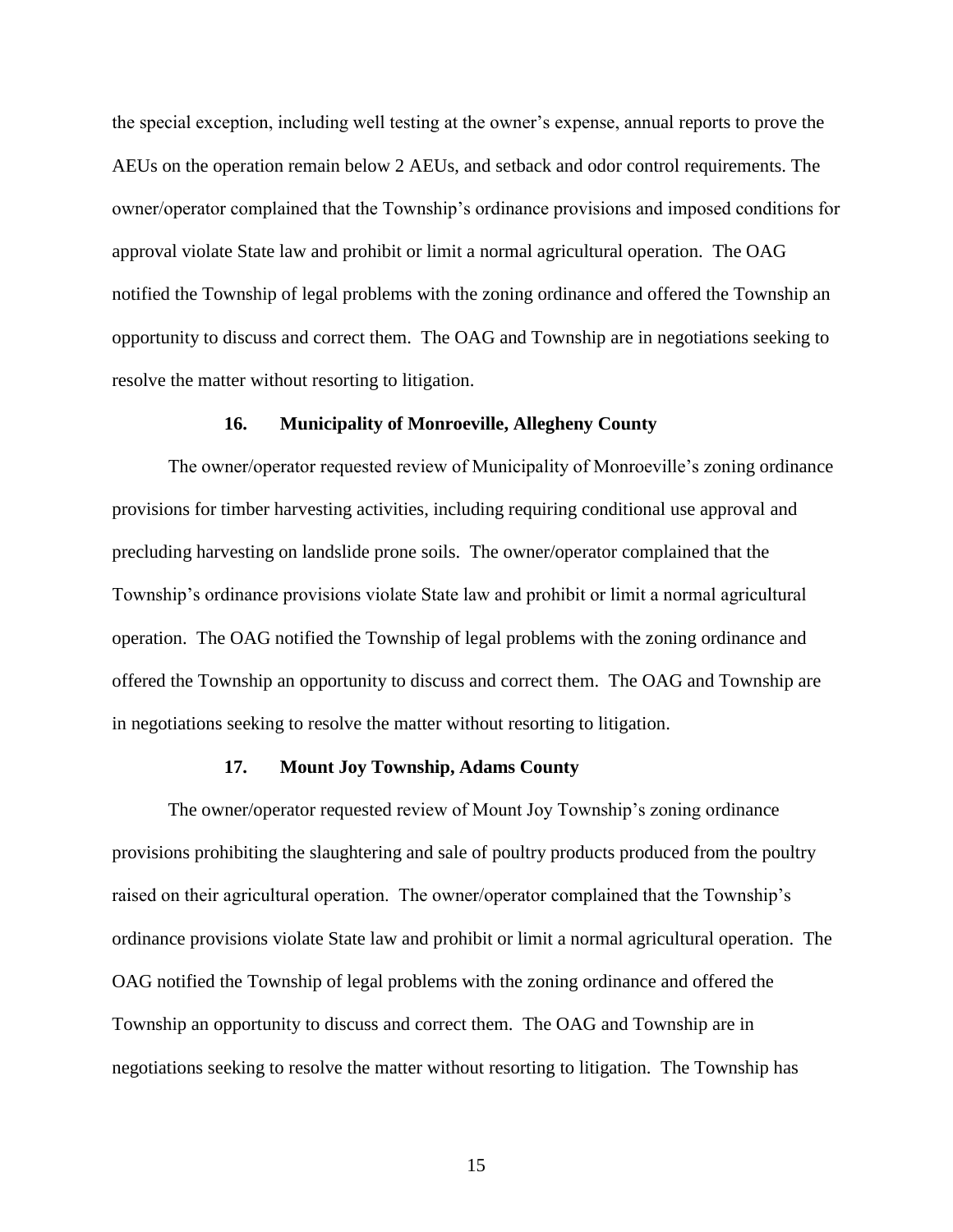the special exception, including well testing at the owner's expense, annual reports to prove the AEUs on the operation remain below 2 AEUs, and setback and odor control requirements. The owner/operator complained that the Township's ordinance provisions and imposed conditions for approval violate State law and prohibit or limit a normal agricultural operation. The OAG notified the Township of legal problems with the zoning ordinance and offered the Township an opportunity to discuss and correct them. The OAG and Township are in negotiations seeking to resolve the matter without resorting to litigation.

**16. Municipality of Monroeville, Allegheny County**

The owner/operator requested review of Municipality of Monroeville's zoning ordinance provisions for timber harvesting activities, including requiring conditional use approval and precluding harvesting on landslide prone soils. The owner/operator complained that the Township's ordinance provisions violate State law and prohibit or limit a normal agricultural operation. The OAG notified the Township of legal problems with the zoning ordinance and offered the Township an opportunity to discuss and correct them. The OAG and Township are in negotiations seeking to resolve the matter without resorting to litigation.

**17. Mount Joy Township, Adams County**

The owner/operator requested review of Mount Joy Township's zoning ordinance provisions prohibiting the slaughtering and sale of poultry products produced from the poultry raised on their agricultural operation. The owner/operator complained that the Township's ordinance provisions violate State law and prohibit or limit a normal agricultural operation. The OAG notified the Township of legal problems with the zoning ordinance and offered the Township an opportunity to discuss and correct them. The OAG and Township are in negotiations seeking to resolve the matter without resorting to litigation. The Township has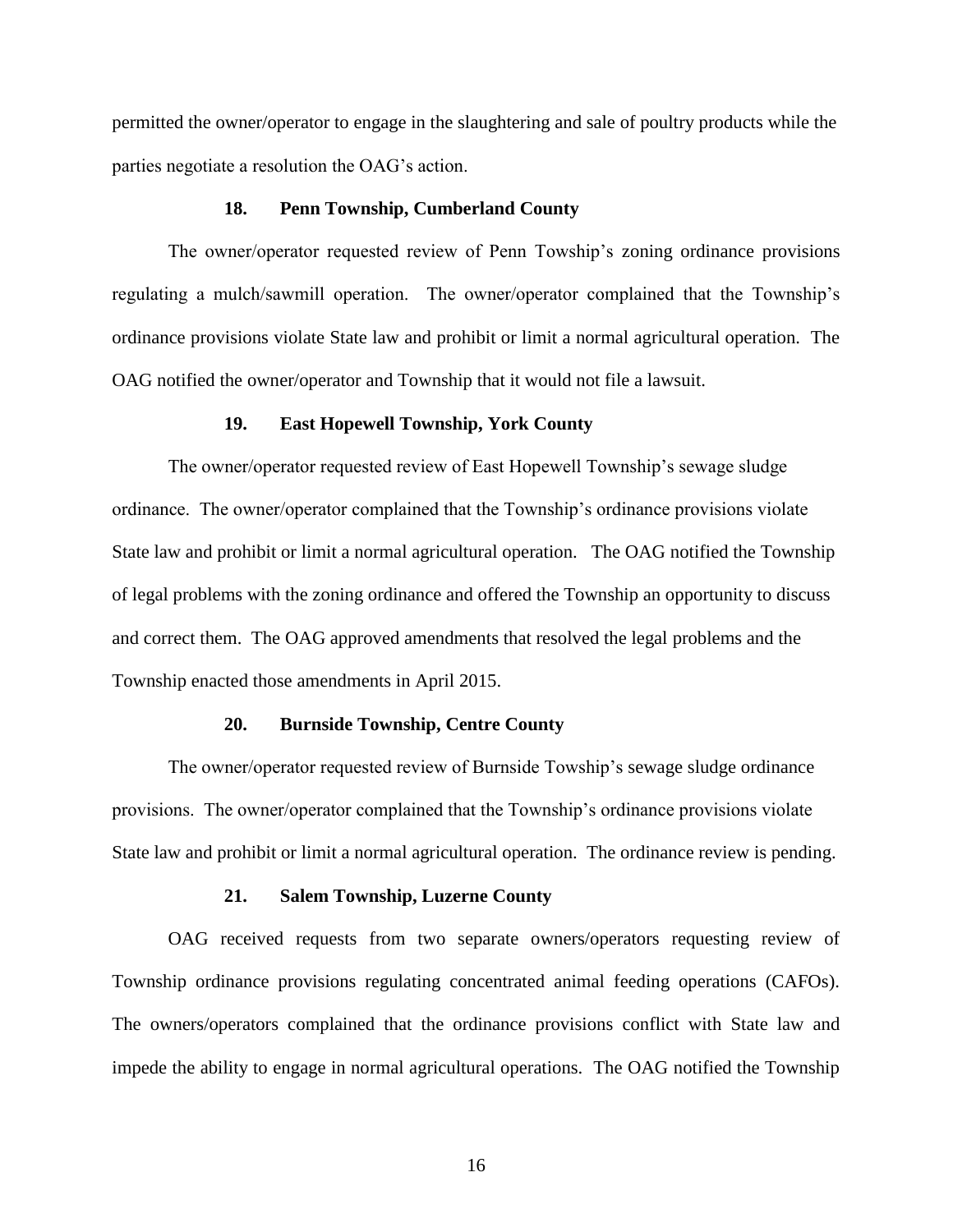permitted the owner/operator to engage in the slaughtering and sale of poultry products while the parties negotiate a resolution the OAG's action.

**18. Penn Township, Cumberland County**

The owner/operator requested review of Penn Towship's zoning ordinance provisions regulating a mulch/sawmill operation. The owner/operator complained that the Township's ordinance provisions violate State law and prohibit or limit a normal agricultural operation. The OAG notified the owner/operator and Township that it would not file a lawsuit.

**19. East Hopewell Township, York County**

The owner/operator requested review of East Hopewell Township's sewage sludge ordinance. The owner/operator complained that the Township's ordinance provisions violate State law and prohibit or limit a normal agricultural operation. The OAG notified the Township of legal problems with the zoning ordinance and offered the Township an opportunity to discuss and correct them. The OAG approved amendments that resolved the legal problems and the Township enacted those amendments in April 2015.

**20. Burnside Township, Centre County**

The owner/operator requested review of Burnside Towship's sewage sludge ordinance provisions. The owner/operator complained that the Township's ordinance provisions violate State law and prohibit or limit a normal agricultural operation. The ordinance review is pending.

**21. Salem Township, Luzerne County**

OAG received requests from two separate owners/operators requesting review of Township ordinance provisions regulating concentrated animal feeding operations (CAFOs). The owners/operators complained that the ordinance provisions conflict with State law and impede the ability to engage in normal agricultural operations. The OAG notified the Township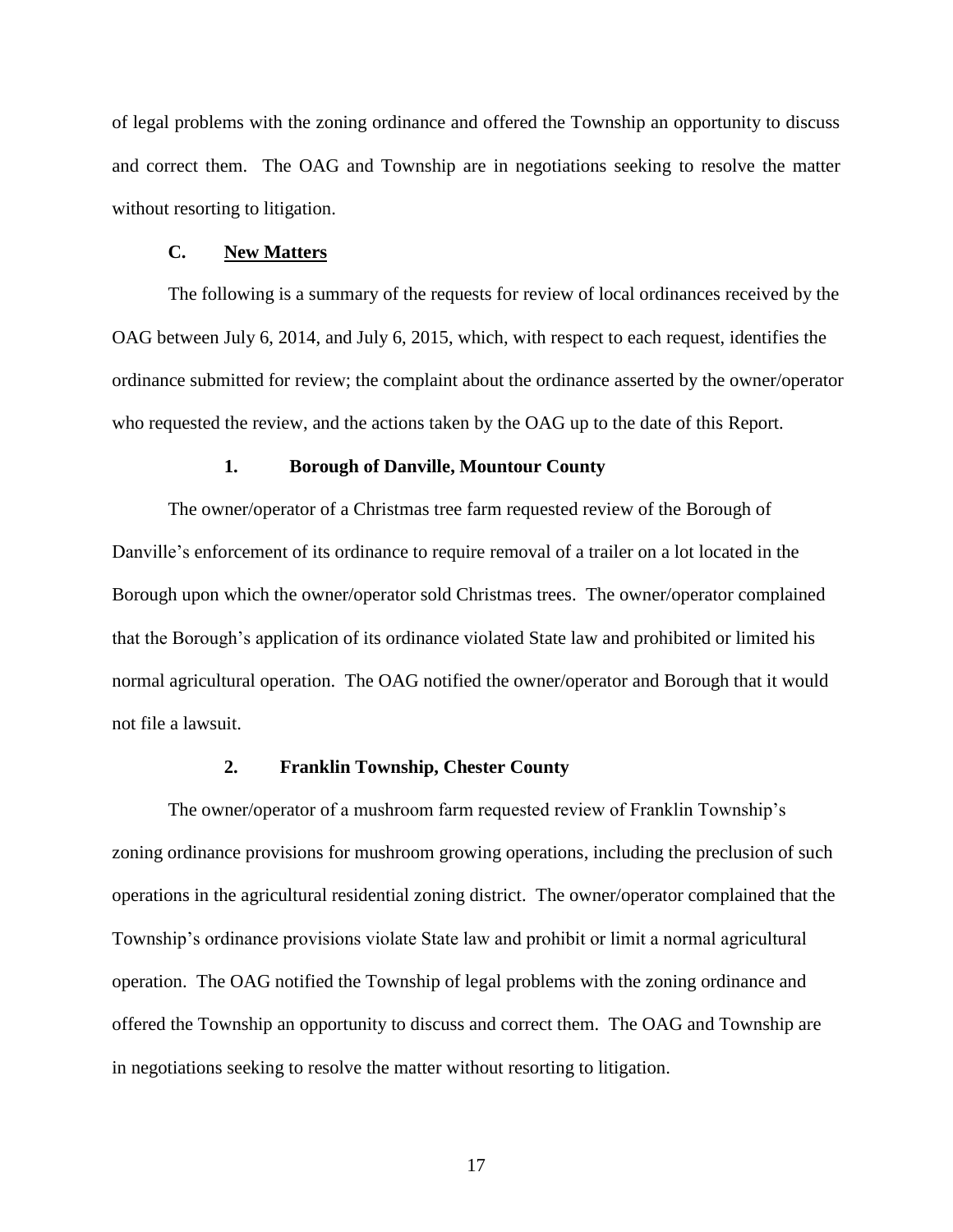of legal problems with the zoning ordinance and offered the Township an opportunity to discuss and correct them. The OAG and Township are in negotiations seeking to resolve the matter without resorting to litigation.

### C. New Matters

The following is a summary of the requests for review of local ordinances received by the OAG between July 6, 2014, and July 6, 2015, which, with respect to each request, identifies the ordinance submitted for review; the complaint about the ordinance asserted by the owner/operator who requested the review, and the actions taken by the OAG up to the date of this Report.

#### 1. Borough of Danville, Mountour County

The owner/operator of a Christmas tree farm requested review of the Borough of Danville's enforcement of its ordinance to require removal of a trailer on a lot located in the Borough upon which the owner/operator sold Christmas trees. The owner/operator complained that the Borough's application of its ordinance violated State law and prohibited or limited his normal agricultural operation. The OAG notified the owner/operator and Borough that it would not file a lawsuit.

#### 2. Franklin Township, Chester County

The owner/operator of a mushroom farm requested review of Franklin Township's zoning ordinance provisions for mushroom growing operations, including the preclusion of such operations in the agricultural residential zoning district. The owner/operator complained that the Township's ordinance provisions violate State law and prohibit or limit a normal agricultural operation. The OAG notified the Township of legal problems with the zoning ordinance and offered the Township an opportunity to discuss and correct them. The OAG and Township are in negotiations seeking to resolve the matter without resorting to litigation.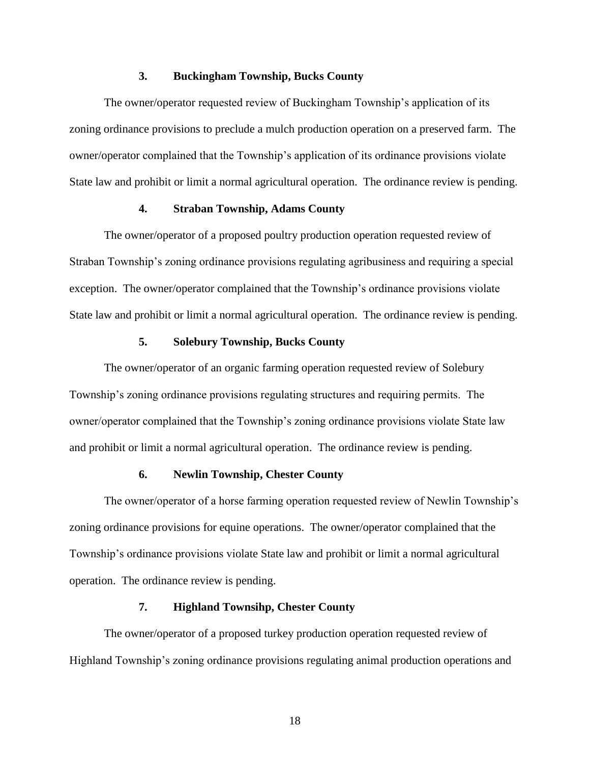### 3. Buckingham Township, Bucks County

The owner/operator requested review of Buckingham Township's application of its zoning ordinance provisions to preclude a mulch production operation on a preserved farm. The owner/operator complained that the Township's application of its ordinance provisions violate State law and prohibit or limit a normal agricultural operation. The ordinance review is pending.

### 4. Straban Township, Adams County

The owner/operator of a proposed poultry production operation requested review of Straban Township's zoning ordinance provisions regulating agribusiness and requiring a special exception. The owner/operator complained that the Township's ordinance provisions violate State law and prohibit or limit a normal agricultural operation. The ordinance review is pending.

### 5. Solebury Township, Bucks County

The owner/operator of an organic farming operation requested review of Solebury Township's zoning ordinance provisions regulating structures and requiring permits. The owner/operator complained that the Township's zoning ordinance provisions violate State law and prohibit or limit a normal agricultural operation. The ordinance review is pending.

### 6. Newlin Township, Chester County

The owner/operator of a horse farming operation requested review of Newlin Township's zoning ordinance provisions for equine operations. The owner/operator complained that the Township's ordinance provisions violate State law and prohibit or limit a normal agricultural operation. The ordinance review is pending.

### 7. Highland Townsihp, Chester County

The owner/operator of a proposed turkey production operation requested review of Highland Township's zoning ordinance provisions regulating animal production operations and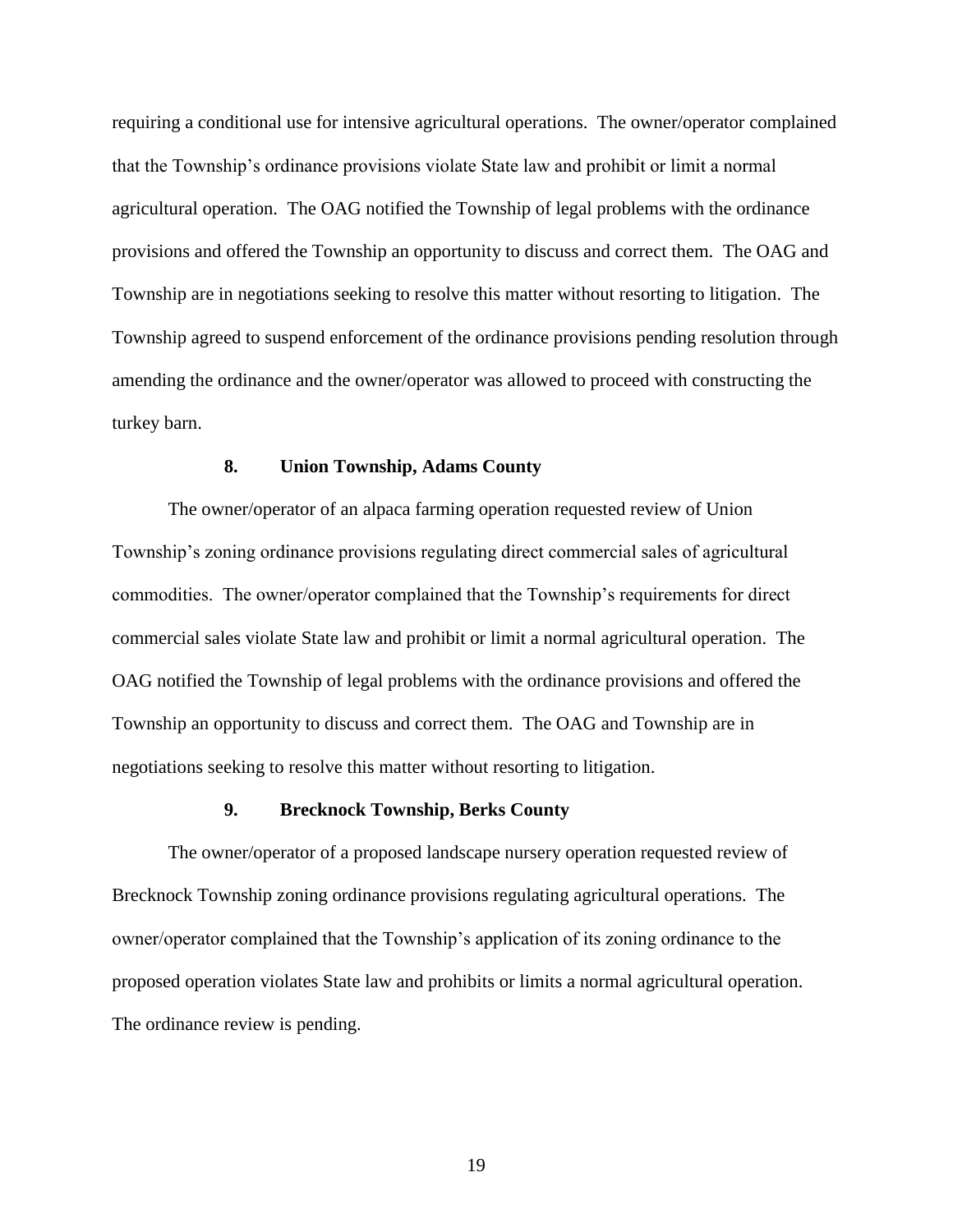requiring a conditional use for intensive agricultural operations. The owner/operator complained that the Township's ordinance provisions violate State law and prohibit or limit a normal agricultural operation. The OAG notified the Township of legal problems with the ordinance provisions and offered the Township an opportunity to discuss and correct them. The OAG and Township are in negotiations seeking to resolve this matter without resorting to litigation. The Township agreed to suspend enforcement of the ordinance provisions pending resolution through amending the ordinance and the owner/operator was allowed to proceed with constructing the turkey barn.

### 8. Union Township, Adams County

The owner/operator of an alpaca farming operation requested review of Union Township's zoning ordinance provisions regulating direct commercial sales of agricultural commodities. The owner/operator complained that the Township's requirements for direct commercial sales violate State law and prohibit or limit a normal agricultural operation. The OAG notified the Township of legal problems with the ordinance provisions and offered the Township an opportunity to discuss and correct them. The OAG and Township are in negotiations seeking to resolve this matter without resorting to litigation.

### 9. Brecknock Township, Berks County

The owner/operator of a proposed landscape nursery operation requested review of Brecknock Township zoning ordinance provisions regulating agricultural operations. The owner/operator complained that the Township's application of its zoning ordinance to the proposed operation violates State law and prohibits or limits a normal agricultural operation. The ordinance review is pending.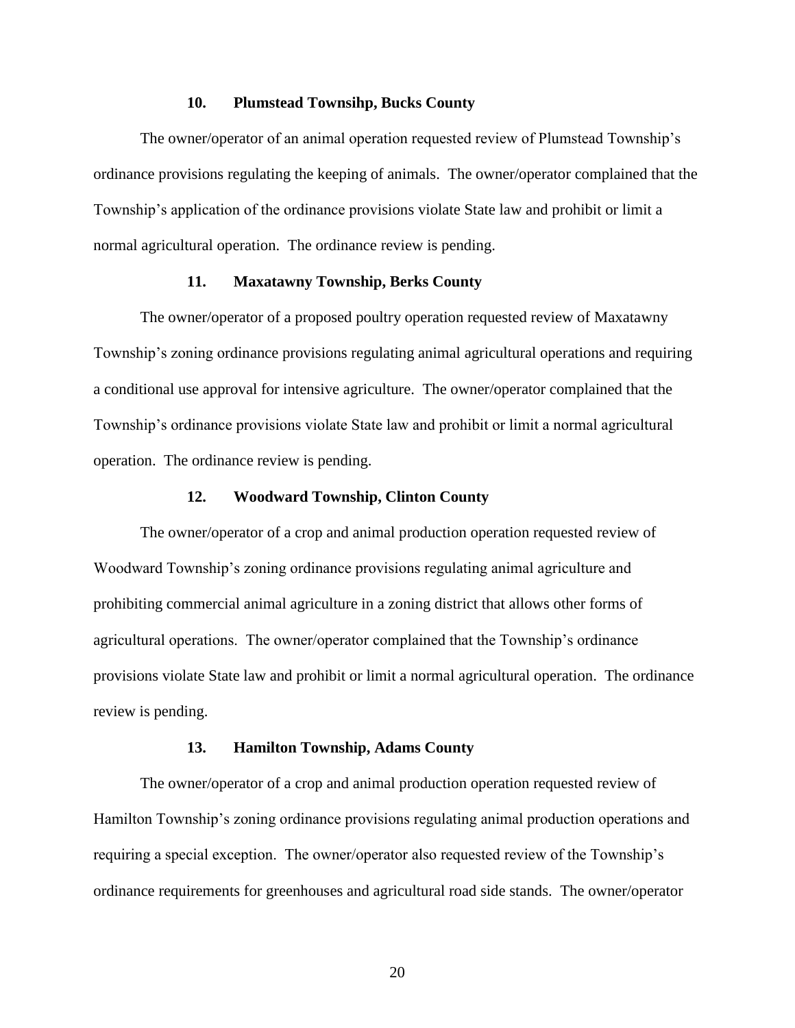#### 10. Plumstead Townsihp, Bucks County

The owner/operator of an animal operation requested review of Plumstead Township's ordinance provisions regulating the keeping of animals. The owner/operator complained that the Township's application of the ordinance provisions violate State law and prohibit or limit a normal agricultural operation. The ordinance review is pending.

#### 11. Maxatawny Township, Berks County

The owner/operator of a proposed poultry operation requested review of Maxatawny Township's zoning ordinance provisions regulating animal agricultural operations and requiring a conditional use approval for intensive agriculture. The owner/operator complained that the Township's ordinance provisions violate State law and prohibit or limit a normal agricultural operation. The ordinance review is pending.

#### 12. Woodward Township, Clinton County

The owner/operator of a crop and animal production operation requested review of Woodward Township's zoning ordinance provisions regulating animal agriculture and prohibiting commercial animal agriculture in a zoning district that allows other forms of agricultural operations. The owner/operator complained that the Township's ordinance provisions violate State law and prohibit or limit a normal agricultural operation. The ordinance review is pending.

#### 13. Hamilton Township, Adams County

The owner/operator of a crop and animal production operation requested review of Hamilton Township's zoning ordinance provisions regulating animal production operations and requiring a special exception. The owner/operator also requested review of the Township's ordinance requirements for greenhouses and agricultural road side stands. The owner/operator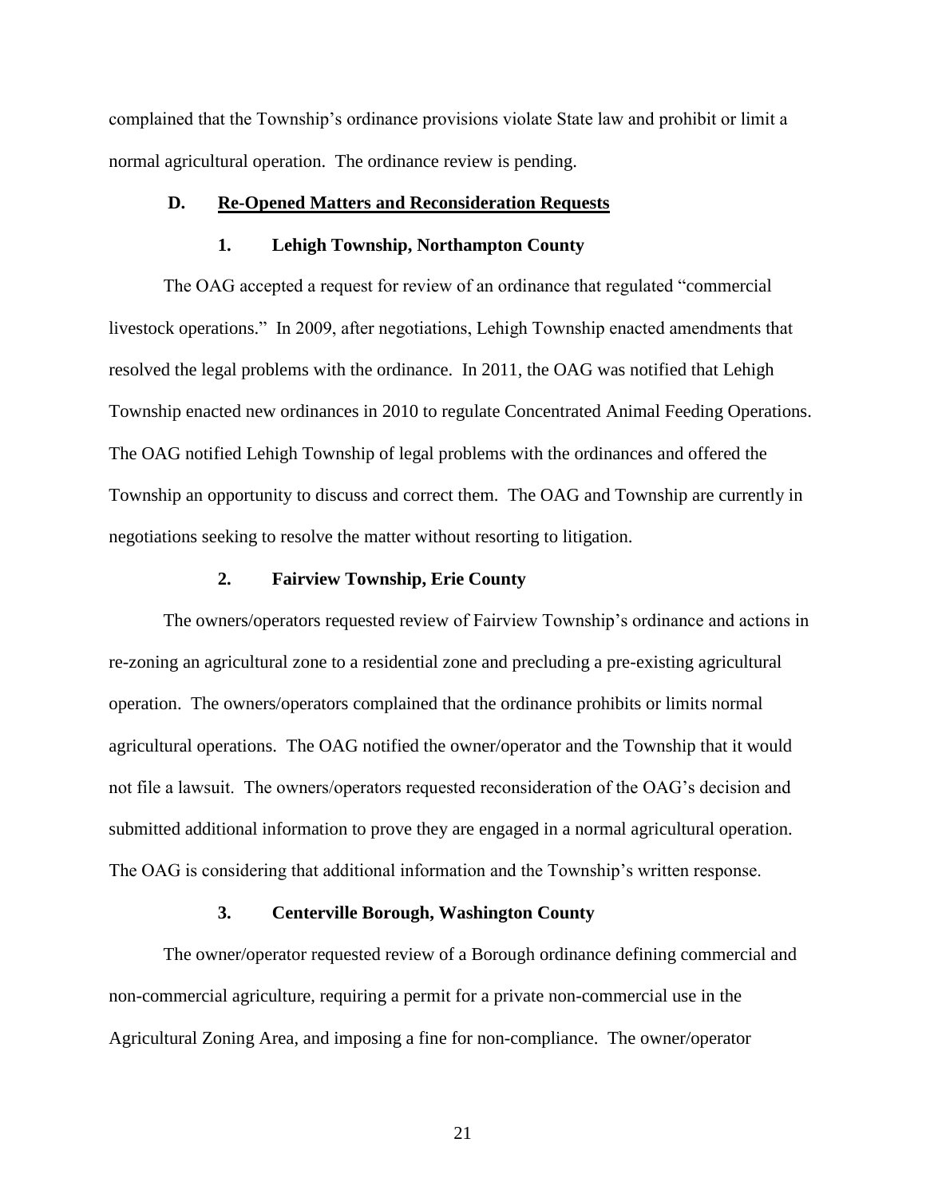complained that the Township's ordinance provisions violate State law and prohibit or limit a normal agricultural operation. The ordinance review is pending.

### D. Re-Opened Matters and Reconsideration Requests

#### 1. Lehigh Township, Northampton County

The OAG accepted a request for review of an ordinance that regulated "commercial livestock operations." In 2009, after negotiations, Lehigh Township enacted amendments that resolved the legal problems with the ordinance. In 2011, the OAG was notified that Lehigh Township enacted new ordinances in 2010 to regulate Concentrated Animal Feeding Operations. The OAG notified Lehigh Township of legal problems with the ordinances and offered the Township an opportunity to discuss and correct them. The OAG and Township are currently in negotiations seeking to resolve the matter without resorting to litigation.

#### 2. Fairview Township, Erie County

The owners/operators requested review of Fairview Township's ordinance and actions in re-zoning an agricultural zone to a residential zone and precluding a pre-existing agricultural operation. The owners/operators complained that the ordinance prohibits or limits normal agricultural operations. The OAG notified the owner/operator and the Township that it would not file a lawsuit. The owners/operators requested reconsideration of the OAG's decision and submitted additional information to prove they are engaged in a normal agricultural operation. The OAG is considering that additional information and the Township's written response.

#### 3. Centerville Borough, Washington County

The owner/operator requested review of a Borough ordinance defining commercial and non-commercial agriculture, requiring a permit for a private non-commercial use in the Agricultural Zoning Area, and imposing a fine for non-compliance. The owner/operator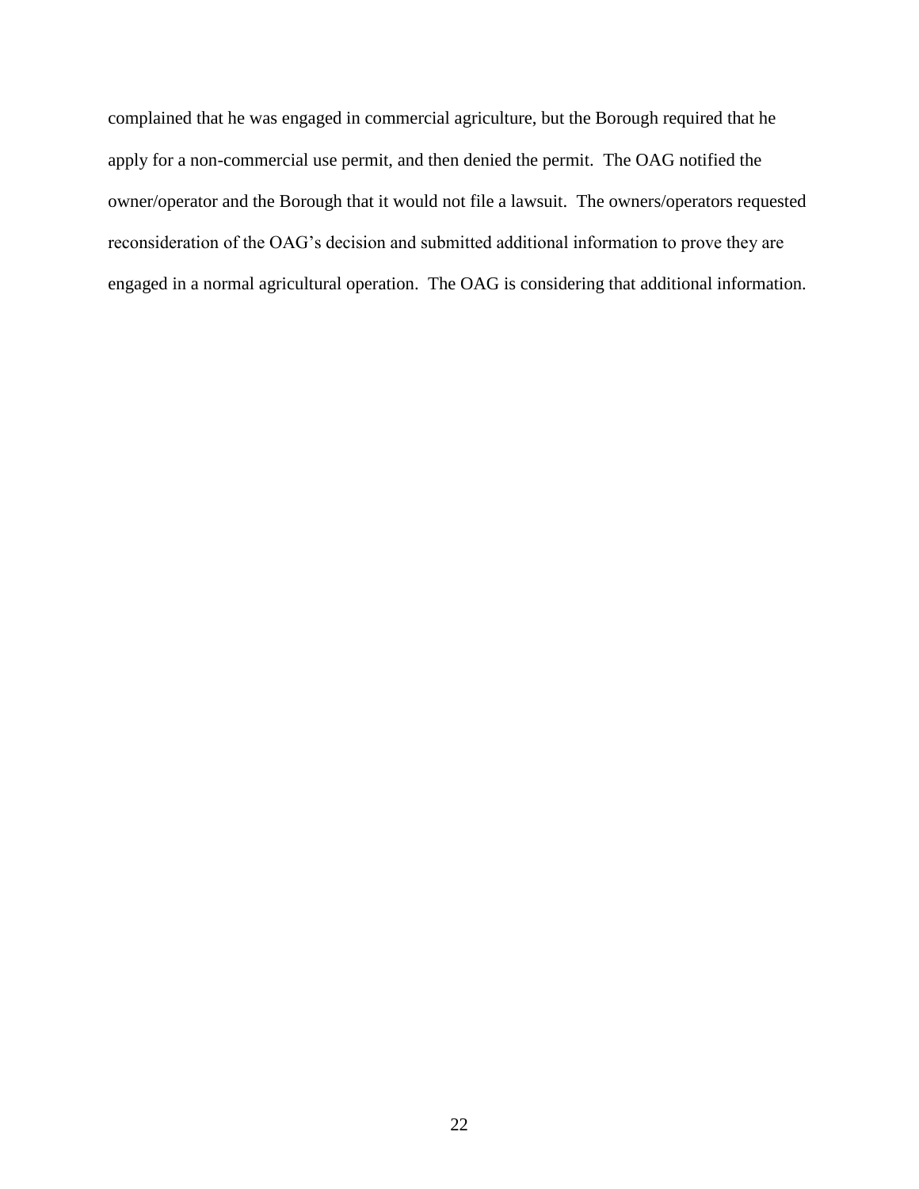complained that he was engaged in commercial agriculture, but the Borough required that he apply for a non-commercial use permit, and then denied the permit. The OAG notified the owner/operator and the Borough that it would not file a lawsuit. The owners/operators requested reconsideration of the OAG's decision and submitted additional information to prove they are engaged in a normal agricultural operation. The OAG is considering that additional information.